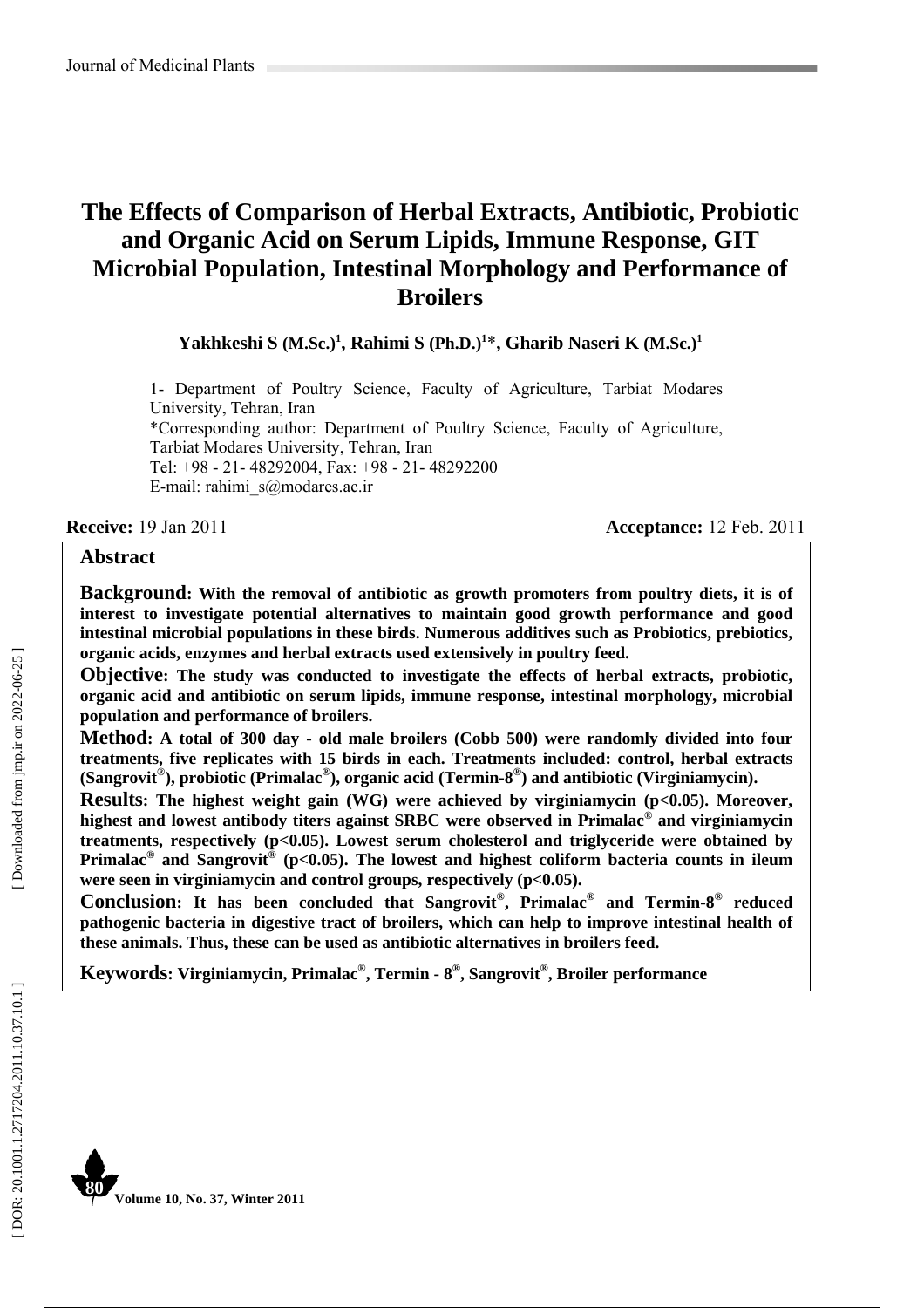# The Effects of Comparison of Herbal Extracts, Antibiotic, Probiotic and Organic Acid on Serum Lipids, Immune Response, GIT Microbial Population, Intestinal Morphology and Performance of Broilers

**Yakhkeshi S (M.Sc.)[1], Rahimi S (Ph.D.)[1]\*, Gharib Naseri K (M.Sc.)[1]**

1- Department of Poultry Science, Faculty of Agriculture, Tarbiat Modares University, Tehran, Iran
\*Corresponding author: Department of Poultry Science, Faculty of Agriculture, Tarbiat Modares University, Tehran, Iran
Tel: +98 - 21- 48292004, Fax: +98 - 21- 48292200
E-mail: rahimi_s@modares.ac.ir

**Receive:** 19 Jan 2011 **Acceptance:** 12 Feb. 2011

## Abstract

**Background: With the removal of antibiotic as growth promoters from poultry diets, it is of interest to investigate potential alternatives to maintain good growth performance and good intestinal microbial populations in these birds. Numerous additives such as Probiotics, prebiotics, organic acids, enzymes and herbal extracts used extensively in poultry feed.**

**Objective: The study was conducted to investigate the effects of herbal extracts, probiotic, organic acid and antibiotic on serum lipids, immune response, intestinal morphology, microbial population and performance of broilers.**

**Method: A total of 300 day - old male broilers (Cobb 500) were randomly divided into four treatments, five replicates with 15 birds in each. Treatments included: control, herbal extracts (Sangrovit®), probiotic (Primalac®), organic acid (Termin-8®) and antibiotic (Virginiamycin).**

**Results: The highest weight gain (WG) were achieved by virginiamycin ($p<0.05$). Moreover, highest and lowest antibody titers against SRBC were observed in Primalac® and virginiamycin treatments, respectively ($p<0.05$). Lowest serum cholesterol and triglyceride were obtained by Primalac® and Sangrovit® ($p<0.05$). The lowest and highest coliform bacteria counts in ileum were seen in virginiamycin and control groups, respectively ($p<0.05$).**

**Conclusion: It has been concluded that Sangrovit®, Primalac® and Termin-8® reduced pathogenic bacteria in digestive tract of broilers, which can help to improve intestinal health of these animals. Thus, these can be used as antibiotic alternatives in broilers feed.**

**Keywords: Virginiamycin, Primalac®, Termin - 8®, Sangrovit®, Broiler performance**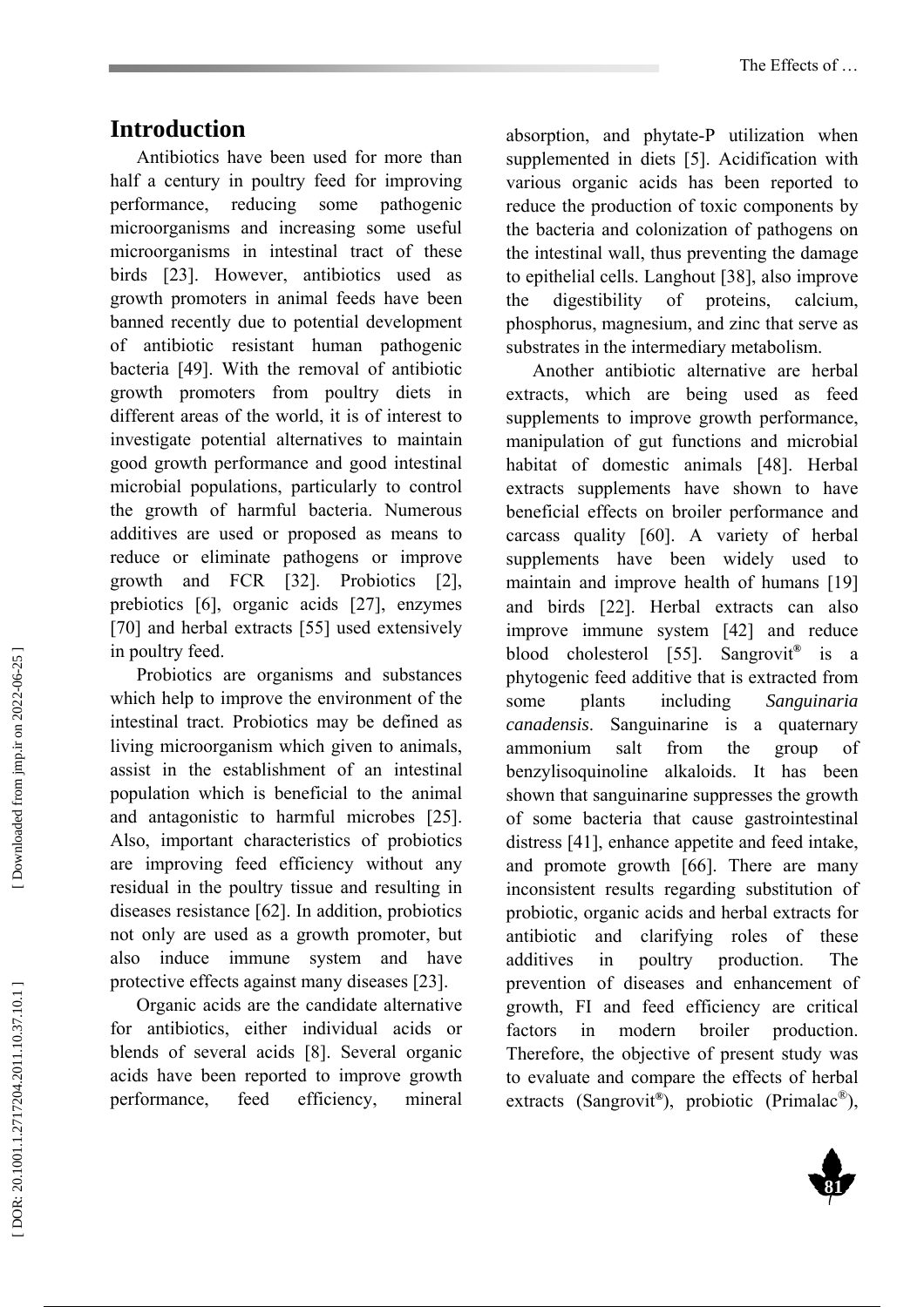## Introduction

Antibiotics have been used for more than half a century in poultry feed for improving performance, reducing some pathogenic microorganisms and increasing some useful microorganisms in intestinal tract of these birds [23]. However, antibiotics used as growth promoters in animal feeds have been banned recently due to potential development of antibiotic resistant human pathogenic bacteria [49]. With the removal of antibiotic growth promoters from poultry diets in different areas of the world, it is of interest to investigate potential alternatives to maintain good growth performance and good intestinal microbial populations, particularly to control the growth of harmful bacteria. Numerous additives are used or proposed as means to reduce or eliminate pathogens or improve growth and FCR [32]. Probiotics [2], prebiotics [6], organic acids [27], enzymes [70] and herbal extracts [55] used extensively in poultry feed.

Probiotics are organisms and substances which help to improve the environment of the intestinal tract. Probiotics may be defined as living microorganism which given to animals, assist in the establishment of an intestinal population which is beneficial to the animal and antagonistic to harmful microbes [25]. Also, important characteristics of probiotics are improving feed efficiency without any residual in the poultry tissue and resulting in diseases resistance [62]. In addition, probiotics not only are used as a growth promoter, but also induce immune system and have protective effects against many diseases [23].

Organic acids are the candidate alternative for antibiotics, either individual acids or blends of several acids [8]. Several organic acids have been reported to improve growth performance, feed efficiency, mineral absorption, and phytate-P utilization when supplemented in diets [5]. Acidification with various organic acids has been reported to reduce the production of toxic components by the bacteria and colonization of pathogens on the intestinal wall, thus preventing the damage to epithelial cells. Langhout [38], also improve the digestibility of proteins, calcium, phosphorus, magnesium, and zinc that serve as substrates in the intermediary metabolism.

Another antibiotic alternative are herbal extracts, which are being used as feed supplements to improve growth performance, manipulation of gut functions and microbial habitat of domestic animals [48]. Herbal extracts supplements have shown to have beneficial effects on broiler performance and carcass quality [60]. A variety of herbal supplements have been widely used to maintain and improve health of humans [19] and birds [22]. Herbal extracts can also improve immune system [42] and reduce blood cholesterol [55]. Sangrovit® is a phytogenic feed additive that is extracted from some plants including *Sanguinaria canadensis*. Sanguinarine is a quaternary ammonium salt from the group of benzylisoquinoline alkaloids. It has been shown that sanguinarine suppresses the growth of some bacteria that cause gastrointestinal distress [41], enhance appetite and feed intake, and promote growth [66]. There are many inconsistent results regarding substitution of probiotic, organic acids and herbal extracts for antibiotic and clarifying roles of these additives in poultry production. The prevention of diseases and enhancement of growth, FI and feed efficiency are critical factors in modern broiler production. Therefore, the objective of present study was to evaluate and compare the effects of herbal extracts (Sangrovit®), probiotic (Primalac®),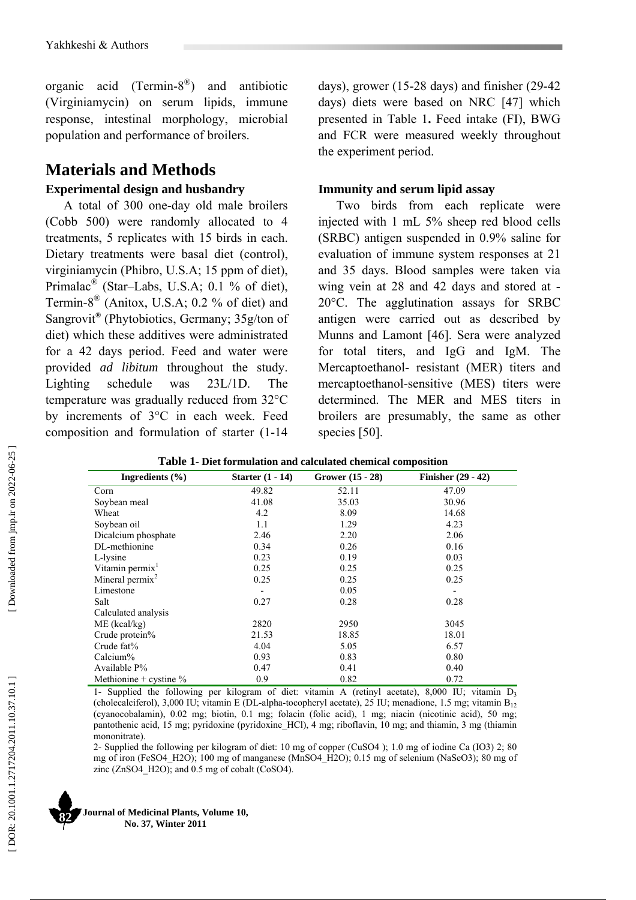organic acid (Termin-8®) and antibiotic (Virginiamycin) on serum lipids, immune response, intestinal morphology, microbial population and performance of broilers.

## Materials and Methods

### Experimental design and husbandry

A total of 300 one-day old male broilers (Cobb 500) were randomly allocated to 4 treatments, 5 replicates with 15 birds in each. Dietary treatments were basal diet (control), virginiamycin (Phibro, U.S.A; 15 ppm of diet), Primalac® (Star–Labs, U.S.A; 0.1 % of diet), Termin-8® (Anitox, U.S.A; 0.2 % of diet) and Sangrovit® (Phytobiotics, Germany; 35g/ton of diet) which these additives were administrated for a 42 days period. Feed and water were provided *ad libitum* throughout the study. Lighting schedule was 23L/1D. The temperature was gradually reduced from 32°C by increments of 3°C in each week. Feed composition and formulation of starter (1-14 days), grower (15-28 days) and finisher (29-42 days) diets were based on NRC [47] which presented in Table 1. Feed intake (FI), BWG and FCR were measured weekly throughout the experiment period.

### Immunity and serum lipid assay

Two birds from each replicate were injected with 1 mL 5% sheep red blood cells (SRBC) antigen suspended in 0.9% saline for evaluation of immune system responses at 21 and 35 days. Blood samples were taken via wing vein at 28 and 42 days and stored at -20°C. The agglutination assays for SRBC antigen were carried out as described by Munns and Lamont [46]. Sera were analyzed for total titers, and IgG and IgM. The Mercaptoethanol- resistant (MER) titers and mercaptoethanol-sensitive (MES) titers were determined. The MER and MES titers in broilers are presumably, the same as other species [50].

**Table 1- Diet formulation and calculated chemical composition**

| Ingredients (%) | Starter (1 - 14) | Grower (15 - 28) | Finisher (29 - 42) |
|---|---|---|---|
| Corn | 49.82 | 52.11 | 47.09 |
| Soybean meal | 41.08 | 35.03 | 30.96 |
| Wheat | 4.2 | 8.09 | 14.68 |
| Soybean oil | 1.1 | 1.29 | 4.23 |
| Dicalcium phosphate | 2.46 | 2.20 | 2.06 |
| DL-methionine | 0.34 | 0.26 | 0.16 |
| L-lysine | 0.23 | 0.19 | 0.03 |
| Vitamin permix[1] | 0.25 | 0.25 | 0.25 |
| Mineral permix[2] | 0.25 | 0.25 | 0.25 |
| Limestone | - | 0.05 | - |
| Salt | 0.27 | 0.28 | 0.28 |
| Calculated analysis | | | |
| ME (kcal/kg) | 2820 | 2950 | 3045 |
| Crude protein% | 21.53 | 18.85 | 18.01 |
| Crude fat% | 4.04 | 5.05 | 6.57 |
| Calcium% | 0.93 | 0.83 | 0.80 |
| Available P% | 0.47 | 0.41 | 0.40 |
| Methionine + cystine % | 0.9 | 0.82 | 0.72 |

1- Supplied the following per kilogram of diet: vitamin A (retinyl acetate), 8,000 IU; vitamin $D_3$ (cholecalciferol), 3,000 IU; vitamin E (DL-alpha-tocopheryl acetate), 25 IU; menadione, 1.5 mg; vitamin $B_{12}$ (cyanocobalamin), 0.02 mg; biotin, 0.1 mg; folacin (folic acid), 1 mg; niacin (nicotinic acid), 50 mg; pantothenic acid, 15 mg; pyridoxine (pyridoxine_HCl), 4 mg; riboflavin, 10 mg; and thiamin, 3 mg (thiamin mononitrate).

2- Supplied the following per kilogram of diet: 10 mg of copper (CuSO4 ); 1.0 mg of iodine Ca (IO3) 2; 80 mg of iron (FeSO4_H2O); 100 mg of manganese (MnSO4_H2O); 0.15 mg of selenium (NaSeO3); 80 mg of zinc (ZnSO4_H2O); and 0.5 mg of cobalt (CoSO4).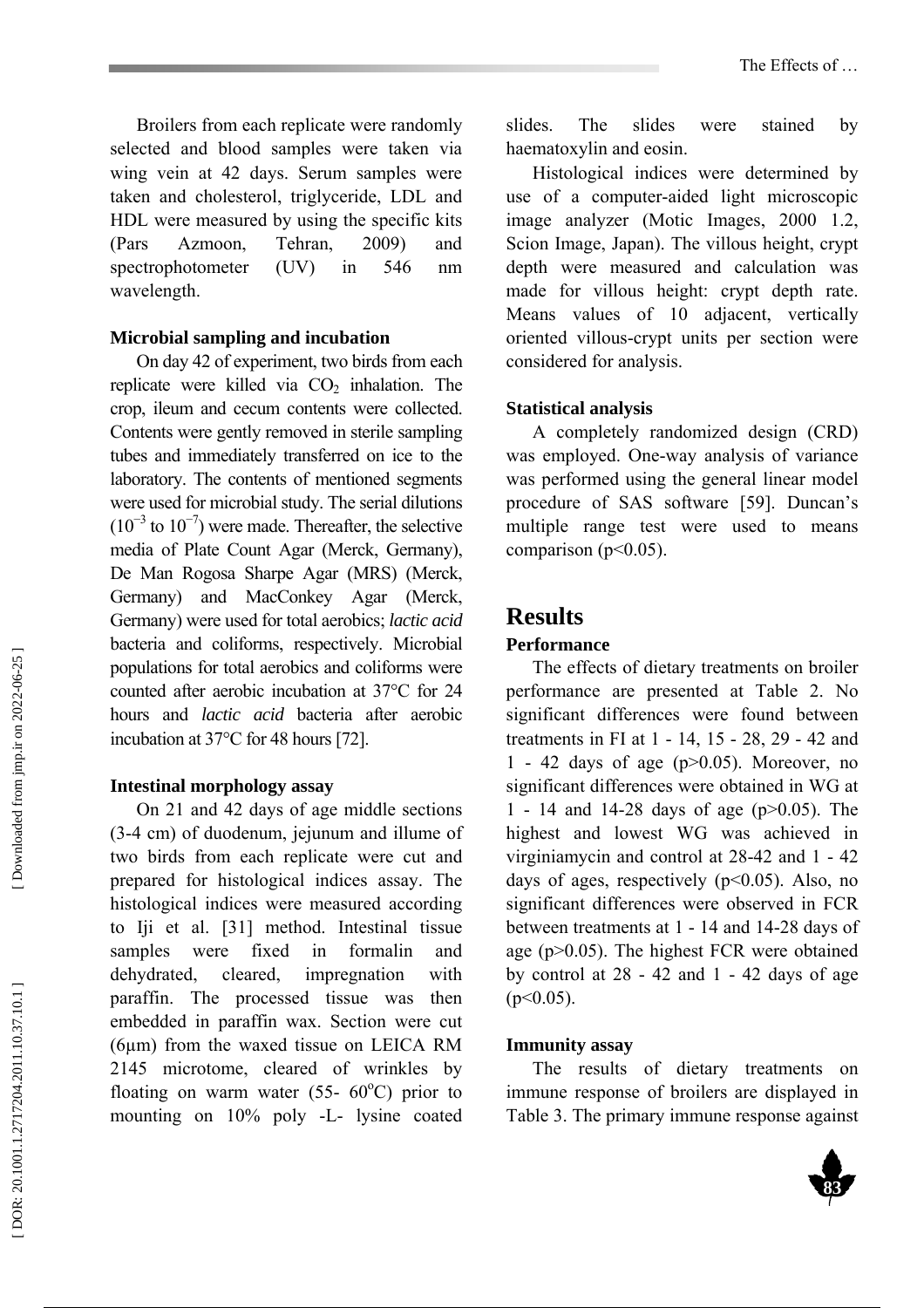Broilers from each replicate were randomly selected and blood samples were taken via wing vein at 42 days. Serum samples were taken and cholesterol, triglyceride, LDL and HDL were measured by using the specific kits (Pars Azmoon, Tehran, 2009) and spectrophotometer (UV) in 546 nm wavelength.

**Microbial sampling and incubation**

On day 42 of experiment, two birds from each replicate were killed via $CO_2$ inhalation. The crop, ileum and cecum contents were collected. Contents were gently removed in sterile sampling tubes and immediately transferred on ice to the laboratory. The contents of mentioned segments were used for microbial study. The serial dilutions ($10^{-3}$ to $10^{-7}$) were made. Thereafter, the selective media of Plate Count Agar (Merck, Germany), De Man Rogosa Sharpe Agar (MRS) (Merck, Germany) and MacConkey Agar (Merck, Germany) were used for total aerobics; *lactic acid* bacteria and coliforms, respectively. Microbial populations for total aerobics and coliforms were counted after aerobic incubation at 37°C for 24 hours and *lactic acid* bacteria after aerobic incubation at 37°C for 48 hours [72].

**Intestinal morphology assay**

On 21 and 42 days of age middle sections (3-4 cm) of duodenum, jejunum and illume of two birds from each replicate were cut and prepared for histological indices assay. The histological indices were measured according to Iji et al. [31] method. Intestinal tissue samples were fixed in formalin and dehydrated, cleared, impregnation with paraffin. The processed tissue was then embedded in paraffin wax. Section were cut (6µm) from the waxed tissue on LEICA RM 2145 microtome, cleared of wrinkles by floating on warm water (55- 60°C) prior to mounting on 10% poly -L- lysine coated slides. The slides were stained by haematoxylin and eosin.

Histological indices were determined by use of a computer-aided light microscopic image analyzer (Motic Images, 2000 1.2, Scion Image, Japan). The villous height, crypt depth were measured and calculation was made for villous height: crypt depth rate. Means values of 10 adjacent, vertically oriented villous-crypt units per section were considered for analysis.

**Statistical analysis**

A completely randomized design (CRD) was employed. One-way analysis of variance was performed using the general linear model procedure of SAS software [59]. Duncan's multiple range test were used to means comparison ($p<0.05$).

# Results

**Performance**

The effects of dietary treatments on broiler performance are presented at Table 2. No significant differences were found between treatments in FI at 1 - 14, 15 - 28, 29 - 42 and 1 - 42 days of age ($p>0.05$). Moreover, no significant differences were obtained in WG at 1 - 14 and 14-28 days of age ($p>0.05$). The highest and lowest WG was achieved in virginiamycin and control at 28-42 and 1 - 42 days of ages, respectively ($p<0.05$). Also, no significant differences were observed in FCR between treatments at 1 - 14 and 14-28 days of age ($p>0.05$). The highest FCR were obtained by control at 28 - 42 and 1 - 42 days of age ($p<0.05$).

**Immunity assay**

The results of dietary treatments on immune response of broilers are displayed in Table 3. The primary immune response against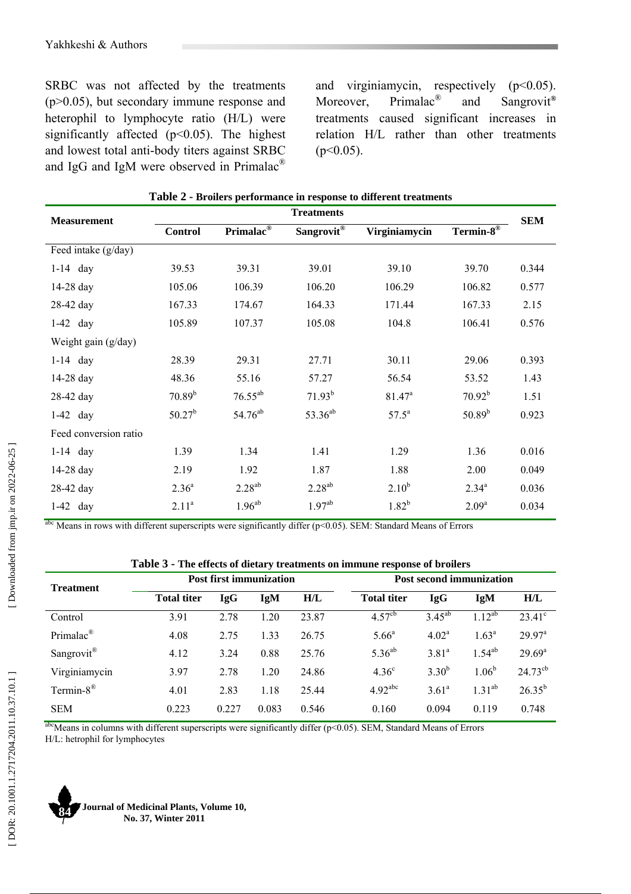SRBC was not affected by the treatments ($p>0.05$), but secondary immune response and heterophil to lymphocyte ratio (H/L) were significantly affected ($p<0.05$). The highest and lowest total anti-body titers against SRBC and IgG and IgM were observed in Primalac® and virginiamycin, respectively ($p<0.05$). Moreover, Primalac® and Sangrovit® treatments caused significant increases in relation H/L rather than other treatments ($p<0.05$).

**Table 2 - Broilers performance in response to different treatments**

| Measurement | Treatments | | | | | SEM |
|---|---|---|---|---|---|---|
| | Control | Primalac® | Sangrovit® | Virginiamycin | Termin-8® | |
| Feed intake (g/day) | | | | | | |
| 1-14 day | 39.53 | 39.31 | 39.01 | 39.10 | 39.70 | 0.344 |
| 14-28 day | 105.06 | 106.39 | 106.20 | 106.29 | 106.82 | 0.577 |
| 28-42 day | 167.33 | 174.67 | 164.33 | 171.44 | 167.33 | 2.15 |
| 1-42 day | 105.89 | 107.37 | 105.08 | 104.8 | 106.41 | 0.576 |
| Weight gain (g/day) | | | | | | |
| 1-14 day | 28.39 | 29.31 | 27.71 | 30.11 | 29.06 | 0.393 |
| 14-28 day | 48.36 | 55.16 | 57.27 | 56.54 | 53.52 | 1.43 |
| 28-42 day | $70.89^{b}$ | $76.55^{ab}$ | $71.93^{b}$ | $81.47^{a}$ | $70.92^{b}$ | 1.51 |
| 1-42 day | $50.27^{b}$ | $54.76^{ab}$ | $53.36^{ab}$ | $57.5^{a}$ | $50.89^{b}$ | 0.923 |
| Feed conversion ratio | | | | | | |
| 1-14 day | 1.39 | 1.34 | 1.41 | 1.29 | 1.36 | 0.016 |
| 14-28 day | 2.19 | 1.92 | 1.87 | 1.88 | 2.00 | 0.049 |
| 28-42 day | $2.36^{a}$ | $2.28^{ab}$ | $2.28^{ab}$ | $2.10^{b}$ | $2.34^{a}$ | 0.036 |
| 1-42 day | $2.11^{a}$ | $1.96^{ab}$ | $1.97^{ab}$ | $1.82^{b}$ | $2.09^{a}$ | 0.034 |

[abc] Means in rows with different superscripts were significantly differ ($p<0.05$). SEM: Standard Means of Errors

**Table 3 - The effects of dietary treatments on immune response of broilers**

| Treatment | Post first immunization | | | | Post second immunization | | | |
|---|---|---|---|---|---|---|---|---|
| | Total titer | IgG | IgM | H/L | Total titer | IgG | IgM | H/L |
| Control | 3.91 | 2.78 | 1.20 | 23.87 | $4.57^{cb}$ | $3.45^{ab}$ | $1.12^{ab}$ | $23.41^{c}$ |
| Primalac® | 4.08 | 2.75 | 1.33 | 26.75 | $5.66^{a}$ | $4.02^{a}$ | $1.63^{a}$ | $29.97^{a}$ |
| Sangrovit® | 4.12 | 3.24 | 0.88 | 25.76 | $5.36^{ab}$ | $3.81^{a}$ | $1.54^{ab}$ | $29.69^{a}$ |
| Virginiamycin | 3.97 | 2.78 | 1.20 | 24.86 | $4.36^{c}$ | $3.30^{b}$ | $1.06^{b}$ | $24.73^{cb}$ |
| Termin-8® | 4.01 | 2.83 | 1.18 | 25.44 | $4.92^{abc}$ | $3.61^{a}$ | $1.31^{ab}$ | $26.35^{b}$ |
| SEM | 0.223 | 0.227 | 0.083 | 0.546 | 0.160 | 0.094 | 0.119 | 0.748 |

[abc] Means in columns with different superscripts were significantly differ ($p<0.05$). SEM, Standard Means of Errors
H/L: hetrophil for lymphocytes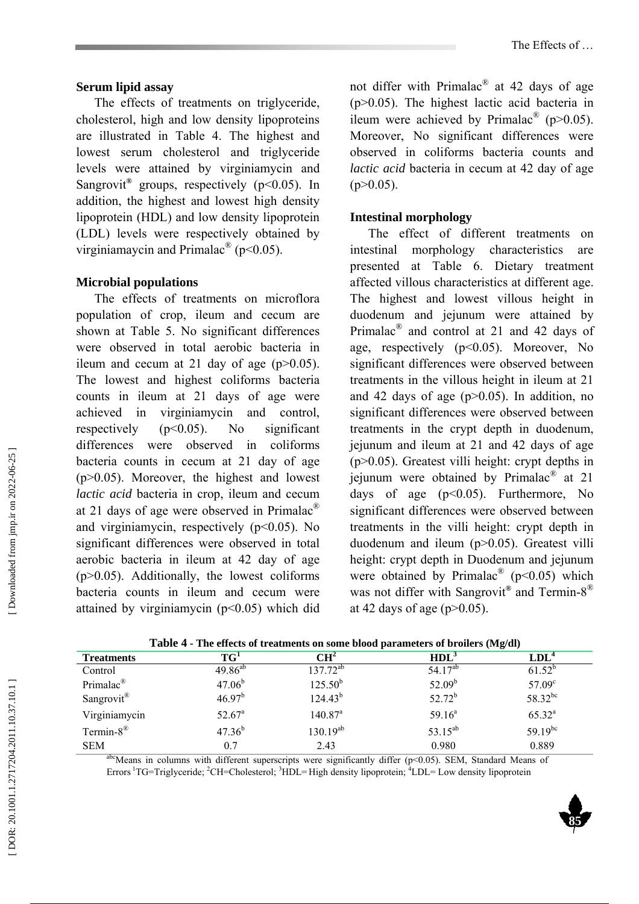### Serum lipid assay

The effects of treatments on triglyceride, cholesterol, high and low density lipoproteins are illustrated in Table 4. The highest and lowest serum cholesterol and triglyceride levels were attained by virginiamycin and Sangrovit® groups, respectively ($p<0.05$). In addition, the highest and lowest high density lipoprotein (HDL) and low density lipoprotein (LDL) levels were respectively obtained by virginiamaycin and Primalac® ($p<0.05$).

### Microbial populations

The effects of treatments on microflora population of crop, ileum and cecum are shown at Table 5. No significant differences were observed in total aerobic bacteria in ileum and cecum at 21 day of age ($p>0.05$). The lowest and highest coliforms bacteria counts in ileum at 21 days of age were achieved in virginiamycin and control, respectively ($p<0.05$). No significant differences were observed in coliforms bacteria counts in cecum at 21 day of age ($p>0.05$). Moreover, the highest and lowest *lactic acid* bacteria in crop, ileum and cecum at 21 days of age were observed in Primalac® and virginiamycin, respectively ($p<0.05$). No significant differences were observed in total aerobic bacteria in ileum at 42 day of age ($p>0.05$). Additionally, the lowest coliforms bacteria counts in ileum and cecum were attained by virginiamycin ($p<0.05$) which did not differ with Primalac® at 42 days of age ($p>0.05$). The highest lactic acid bacteria in ileum were achieved by Primalac® ($p>0.05$). Moreover, No significant differences were observed in coliforms bacteria counts and *lactic acid* bacteria in cecum at 42 day of age ($p>0.05$).

### Intestinal morphology

The effect of different treatments on intestinal morphology characteristics are presented at Table 6. Dietary treatment affected villous characteristics at different age. The highest and lowest villous height in duodenum and jejunum were attained by Primalac® and control at 21 and 42 days of age, respectively ($p<0.05$). Moreover, No significant differences were observed between treatments in the villous height in ileum at 21 and 42 days of age ($p>0.05$). In addition, no significant differences were observed between treatments in the crypt depth in duodenum, jejunum and ileum at 21 and 42 days of age ($p>0.05$). Greatest villi height: crypt depths in jejunum were obtained by Primalac® at 21 days of age ($p<0.05$). Furthermore, No significant differences were observed between treatments in the villi height: crypt depth in duodenum and ileum ($p>0.05$). Greatest villi height: crypt depth in Duodenum and jejunum were obtained by Primalac® ($p<0.05$) which was not differ with Sangrovit® and Termin-8® at 42 days of age ($p>0.05$).

**Table 4 - The effects of treatments on some blood parameters of broilers (Mg/dl)**

| Treatments | TG[1] | CH[2] | HDL[3] | LDL[4] |
|---|---|---|---|---|
| Control | 49.86[ab] | 137.72[ab] | 54.17[ab] | 61.52[b] |
| Primalac® | 47.06[b] | 125.50[b] | 52.09[b] | 57.09[c] |
| Sangrovit® | 46.97[b] | 124.43[b] | 52.72[b] | 58.32[bc] |
| Virginiamycin | 52.67[a] | 140.87[a] | 59.16[a] | 65.32[a] |
| Termin-8® | 47.36[b] | 130.19[ab] | 53.15[ab] | 59.19[bc] |
| SEM | 0.7 | 2.43 | 0.980 | 0.889 |

[abc]Means in columns with different superscripts were significantly differ ($p<0.05$). SEM, Standard Means of Errors [1]TG=Triglyceride; [2]CH=Cholesterol; [3]HDL= High density lipoprotein; [4]LDL= Low density lipoprotein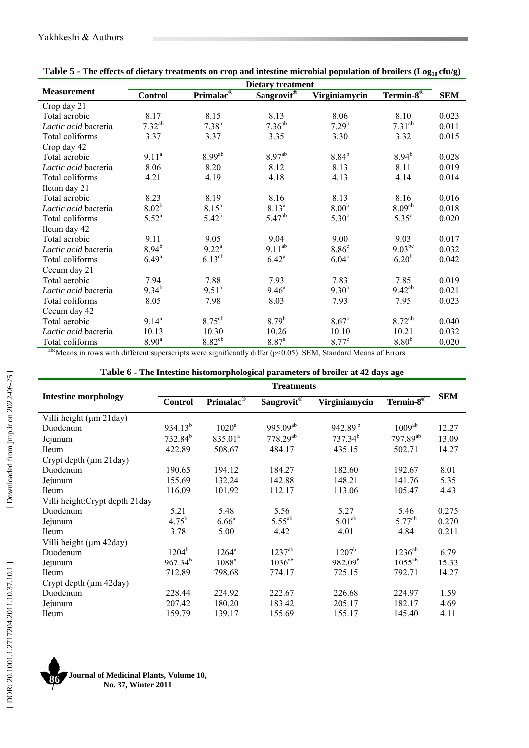**Table 5 - The effects of dietary treatments on crop and intestine microbial population of broilers ($Log_{10}$ cfu/g)**

| Measurement | Dietary treatment | | | | | SEM |
|---|---|---|---|---|---|---|
| | Control | Primalac® | Sangrovit® | Virginiamycin | Termin-8® | |
| Crop day 21 | | | | | | |
| Total aerobic | 8.17 | 8.15 | 8.13 | 8.06 | 8.10 | 0.023 |
| *Lactic acid* bacteria | 7.32[ab] | 7.38[a] | 7.36[ab] | 7.29[b] | 7.31[ab] | 0.011 |
| Total coliforms | 3.37 | 3.37 | 3.35 | 3.30 | 3.32 | 0.015 |
| Crop day 42 | | | | | | |
| Total aerobic | 9.11[a] | 8.99[ab] | 8.97[ab] | 8.84[b] | 8.94[b] | 0.028 |
| *Lactic acid* bacteria | 8.06 | 8.20 | 8.12 | 8.13 | 8.11 | 0.019 |
| Total coliforms | 4.21 | 4.19 | 4.18 | 4.13 | 4.14 | 0.014 |
| Ileum day 21 | | | | | | |
| Total aerobic | 8.23 | 8.19 | 8.16 | 8.13 | 8.16 | 0.016 |
| *Lactic acid* bacteria | 8.02[b] | 8.15[a] | 8.13[a] | 8.00[b] | 8.09[ab] | 0.018 |
| Total coliforms | 5.52[a] | 5.42[b] | 5.47[ab] | 5.30[c] | 5.35[c] | 0.020 |
| Ileum day 42 | | | | | | |
| Total aerobic | 9.11 | 9.05 | 9.04 | 9.00 | 9.03 | 0.017 |
| *Lactic acid* bacteria | 8.94[b] | 9.22[a] | 9.11[ab] | 8.86[c] | 9.03[bc] | 0.032 |
| Total coliforms | 6.49[a] | 6.13[cb] | 6.42[a] | 6.04[c] | 6.20[b] | 0.042 |
| Cecum day 21 | | | | | | |
| Total aerobic | 7.94 | 7.88 | 7.93 | 7.83 | 7.85 | 0.019 |
| *Lactic acid* bacteria | 9.34[b] | 9.51[a] | 9.46[a] | 9.30[b] | 9.42[ab] | 0.021 |
| Total coliforms | 8.05 | 7.98 | 8.03 | 7.93 | 7.95 | 0.023 |
| Cecum day 42 | | | | | | |
| Total aerobic | 9.14[a] | 8.75[cb] | 8.79[b] | 8.67[c] | 8.72[cb] | 0.040 |
| *Lactic acid* bacteria | 10.13 | 10.30 | 10.26 | 10.10 | 10.21 | 0.032 |
| Total coliforms | 8.90[a] | 8.82[cb] | 8.87[a] | 8.77[c] | 8.80[b] | 0.020 |

[abc]Means in rows with different superscripts were significantly differ ($p<0.05$). SEM, Standard Means of Errors

**Table 6 - The Intestine histomorphological parameters of broiler at 42 days age**

| Intestine morphology | Treatments | | | | | SEM |
|---|---|---|---|---|---|---|
| | Control | Primalac® | Sangrovit® | Virginiamycin | Termin-8® | |
| Villi height (µm 21day) | | | | | | |
| Duodenum | 934.13[b] | 1020[a] | 995.09[ab] | 942.89[b] | 1009[ab] | 12.27 |
| Jejunum | 732.84[b] | 835.01[a] | 778.29[ab] | 737.34[b] | 797.89[ab] | 13.09 |
| Ileum | 422.89 | 508.67 | 484.17 | 435.15 | 502.71 | 14.27 |
| Crypt depth (µm 21day) | | | | | | |
| Duodenum | 190.65 | 194.12 | 184.27 | 182.60 | 192.67 | 8.01 |
| Jejunum | 155.69 | 132.24 | 142.88 | 148.21 | 141.76 | 5.35 |
| Ileum | 116.09 | 101.92 | 112.17 | 113.06 | 105.47 | 4.43 |
| Villi height:Crypt depth 21day | | | | | | |
| Duodenum | 5.21 | 5.48 | 5.56 | 5.27 | 5.46 | 0.275 |
| Jejunum | 4.75[b] | 6.66[a] | 5.55[ab] | 5.01[ab] | 5.77[ab] | 0.270 |
| Ileum | 3.78 | 5.00 | 4.42 | 4.01 | 4.84 | 0.211 |
| Villi height (µm 42day) | | | | | | |
| Duodenum | 1204[b] | 1264[a] | 1237[ab] | 1207[b] | 1236[ab] | 6.79 |
| Jejunum | 967.34[b] | 1088[a] | 1036[ab] | 982.09[b] | 1055[ab] | 15.33 |
| Ileum | 712.89 | 798.68 | 774.17 | 725.15 | 792.71 | 14.27 |
| Crypt depth (µm 42day) | | | | | | |
| Duodenum | 228.44 | 224.92 | 222.67 | 226.68 | 224.97 | 1.59 |
| Jejunum | 207.42 | 180.20 | 183.42 | 205.17 | 182.17 | 4.69 |
| Ileum | 159.79 | 139.17 | 155.69 | 155.17 | 145.40 | 4.11 |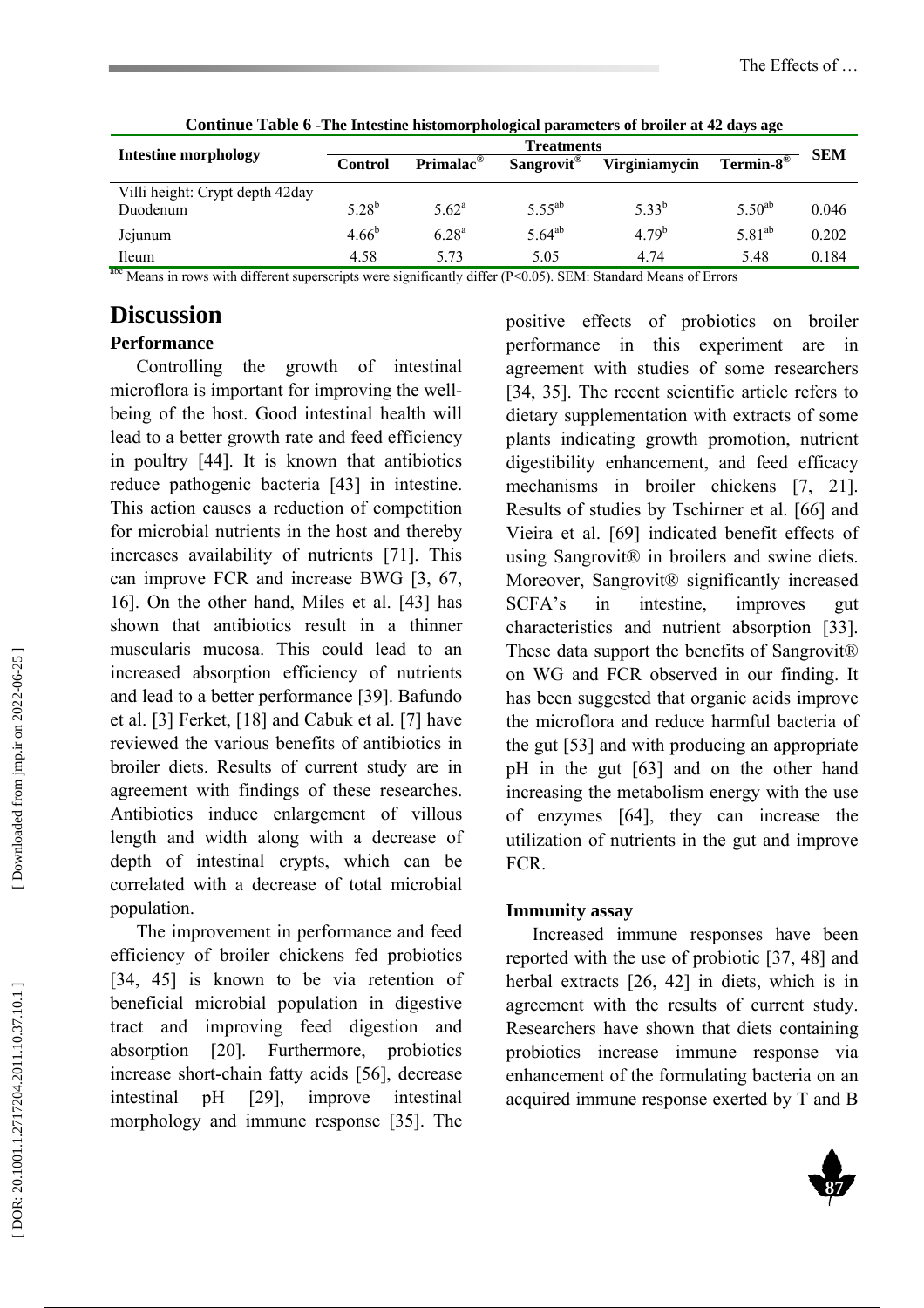**Continue Table 6 -The Intestine histomorphological parameters of broiler at 42 days age**

| Intestine morphology | Treatments | | | | | SEM |
|---|---|---|---|---|---|---|
| | Control | Primalac® | Sangrovit® | Virginiamycin | Termin-8® | |
| Villi height: Crypt depth 42day | | | | | | |
| Duodenum | 5.28[b] | 5.62[a] | 5.55[ab] | 5.33[b] | 5.50[ab] | 0.046 |
| Jejunum | 4.66[b] | 6.28[a] | 5.64[ab] | 4.79[b] | 5.81[ab] | 0.202 |
| Ileum | 4.58 | 5.73 | 5.05 | 4.74 | 5.48 | 0.184 |

[abc] Means in rows with different superscripts were significantly differ ($P<0.05$). SEM: Standard Means of Errors

# Discussion

### Performance

Controlling the growth of intestinal microflora is important for improving the well-being of the host. Good intestinal health will lead to a better growth rate and feed efficiency in poultry [44]. It is known that antibiotics reduce pathogenic bacteria [43] in intestine. This action causes a reduction of competition for microbial nutrients in the host and thereby increases availability of nutrients [71]. This can improve FCR and increase BWG [3, 67, 16]. On the other hand, Miles et al. [43] has shown that antibiotics result in a thinner muscularis mucosa. This could lead to an increased absorption efficiency of nutrients and lead to a better performance [39]. Bafundo et al. [3] Ferket, [18] and Cabuk et al. [7] have reviewed the various benefits of antibiotics in broiler diets. Results of current study are in agreement with findings of these researches. Antibiotics induce enlargement of villous length and width along with a decrease of depth of intestinal crypts, which can be correlated with a decrease of total microbial population.

The improvement in performance and feed efficiency of broiler chickens fed probiotics [34, 45] is known to be via retention of beneficial microbial population in digestive tract and improving feed digestion and absorption [20]. Furthermore, probiotics increase short-chain fatty acids [56], decrease intestinal pH [29], improve intestinal morphology and immune response [35]. The positive effects of probiotics on broiler performance in this experiment are in agreement with studies of some researchers [34, 35]. The recent scientific article refers to dietary supplementation with extracts of some plants indicating growth promotion, nutrient digestibility enhancement, and feed efficacy mechanisms in broiler chickens [7, 21]. Results of studies by Tschirner et al. [66] and Vieira et al. [69] indicated benefit effects of using Sangrovit® in broilers and swine diets. Moreover, Sangrovit® significantly increased SCFA's in intestine, improves gut characteristics and nutrient absorption [33]. These data support the benefits of Sangrovit® on WG and FCR observed in our finding. It has been suggested that organic acids improve the microflora and reduce harmful bacteria of the gut [53] and with producing an appropriate pH in the gut [63] and on the other hand increasing the metabolism energy with the use of enzymes [64], they can increase the utilization of nutrients in the gut and improve FCR.

### Immunity assay

Increased immune responses have been reported with the use of probiotic [37, 48] and herbal extracts [26, 42] in diets, which is in agreement with the results of current study. Researchers have shown that diets containing probiotics increase immune response via enhancement of the formulating bacteria on an acquired immune response exerted by T and B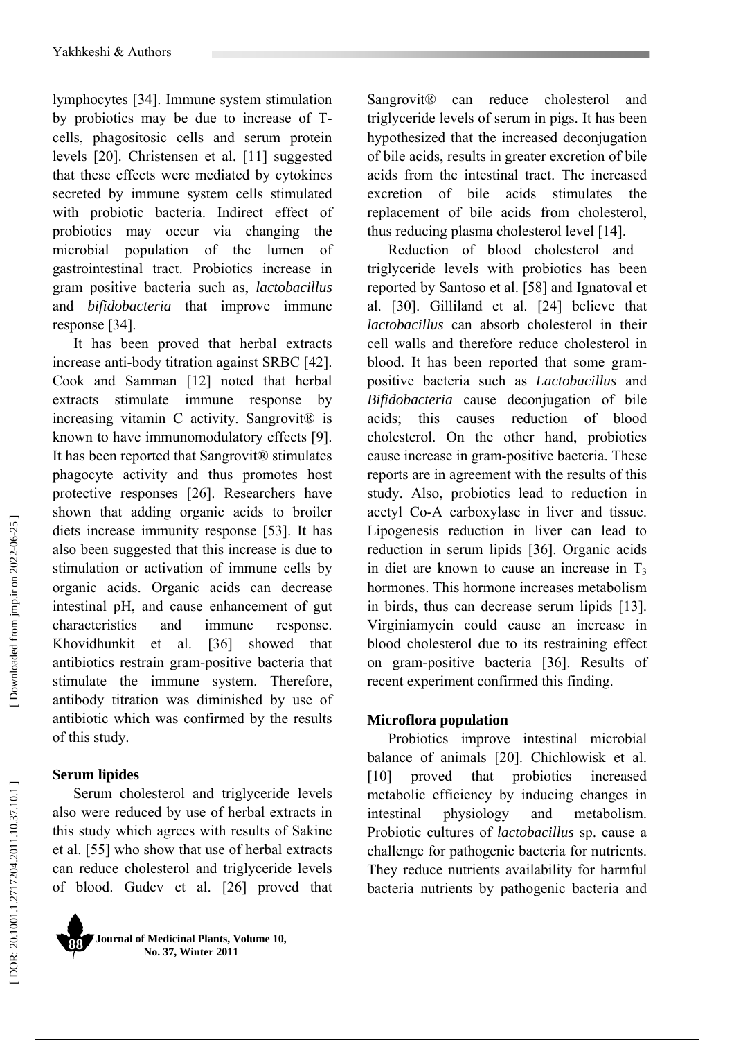lymphocytes [34]. Immune system stimulation by probiotics may be due to increase of T-cells, phagositosic cells and serum protein levels [20]. Christensen et al. [11] suggested that these effects were mediated by cytokines secreted by immune system cells stimulated with probiotic bacteria. Indirect effect of probiotics may occur via changing the microbial population of the lumen of gastrointestinal tract. Probiotics increase in gram positive bacteria such as, *lactobacillus* and *bifidobacteria* that improve immune response [34].

It has been proved that herbal extracts increase anti-body titration against SRBC [42]. Cook and Samman [12] noted that herbal extracts stimulate immune response by increasing vitamin C activity. Sangrovit® is known to have immunomodulatory effects [9]. It has been reported that Sangrovit® stimulates phagocyte activity and thus promotes host protective responses [26]. Researchers have shown that adding organic acids to broiler diets increase immunity response [53]. It has also been suggested that this increase is due to stimulation or activation of immune cells by organic acids. Organic acids can decrease intestinal pH, and cause enhancement of gut characteristics and immune response. Khovidhunkit et al. [36] showed that antibiotics restrain gram-positive bacteria that stimulate the immune system. Therefore, antibody titration was diminished by use of antibiotic which was confirmed by the results of this study.

**Serum lipides**

Serum cholesterol and triglyceride levels also were reduced by use of herbal extracts in this study which agrees with results of Sakine et al. [55] who show that use of herbal extracts can reduce cholesterol and triglyceride levels of blood. Gudev et al. [26] proved that Sangrovit® can reduce cholesterol and triglyceride levels of serum in pigs. It has been hypothesized that the increased deconjugation of bile acids, results in greater excretion of bile acids from the intestinal tract. The increased excretion of bile acids stimulates the replacement of bile acids from cholesterol, thus reducing plasma cholesterol level [14].

Reduction of blood cholesterol and triglyceride levels with probiotics has been reported by Santoso et al. [58] and Ignatoval et al. [30]. Gilliland et al. [24] believe that *lactobacillus* can absorb cholesterol in their cell walls and therefore reduce cholesterol in blood. It has been reported that some gram-positive bacteria such as *Lactobacillus* and *Bifidobacteria* cause deconjugation of bile acids; this causes reduction of blood cholesterol. On the other hand, probiotics cause increase in gram-positive bacteria. These reports are in agreement with the results of this study. Also, probiotics lead to reduction in acetyl Co-A carboxylase in liver and tissue. Lipogenesis reduction in liver can lead to reduction in serum lipids [36]. Organic acids in diet are known to cause an increase in $T_3$ hormones. This hormone increases metabolism in birds, thus can decrease serum lipids [13]. Virginiamycin could cause an increase in blood cholesterol due to its restraining effect on gram-positive bacteria [36]. Results of recent experiment confirmed this finding.

**Microflora population**

Probiotics improve intestinal microbial balance of animals [20]. Chichlowisk et al. [10] proved that probiotics increased metabolic efficiency by inducing changes in intestinal physiology and metabolism. Probiotic cultures of *lactobacillus* sp. cause a challenge for pathogenic bacteria for nutrients. They reduce nutrients availability for harmful bacteria nutrients by pathogenic bacteria and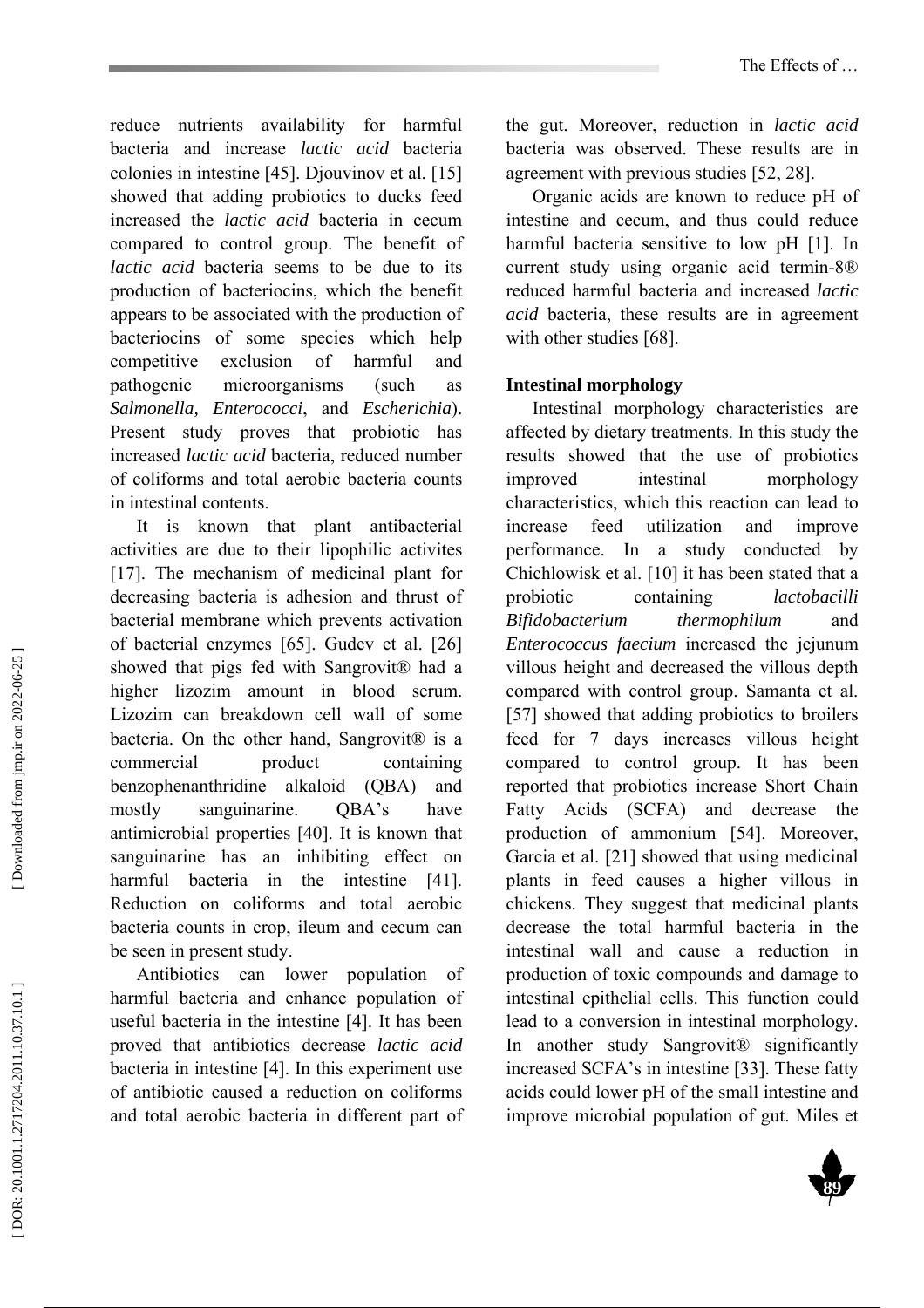reduce nutrients availability for harmful bacteria and increase *lactic acid* bacteria colonies in intestine [45]. Djouvinov et al. [15] showed that adding probiotics to ducks feed increased the *lactic acid* bacteria in cecum compared to control group. The benefit of *lactic acid* bacteria seems to be due to its production of bacteriocins, which the benefit appears to be associated with the production of bacteriocins of some species which help competitive exclusion of harmful and pathogenic microorganisms (such as *Salmonella, Enterococci*, and *Escherichia*). Present study proves that probiotic has increased *lactic acid* bacteria, reduced number of coliforms and total aerobic bacteria counts in intestinal contents.

It is known that plant antibacterial activities are due to their lipophilic activites [17]. The mechanism of medicinal plant for decreasing bacteria is adhesion and thrust of bacterial membrane which prevents activation of bacterial enzymes [65]. Gudev et al. [26] showed that pigs fed with Sangrovit® had a higher lizozim amount in blood serum. Lizozim can breakdown cell wall of some bacteria. On the other hand, Sangrovit® is a commercial product containing benzophenanthridine alkaloid (QBA) and mostly sanguinarine. QBA's have antimicrobial properties [40]. It is known that sanguinarine has an inhibiting effect on harmful bacteria in the intestine [41]. Reduction on coliforms and total aerobic bacteria counts in crop, ileum and cecum can be seen in present study.

Antibiotics can lower population of harmful bacteria and enhance population of useful bacteria in the intestine [4]. It has been proved that antibiotics decrease *lactic acid* bacteria in intestine [4]. In this experiment use of antibiotic caused a reduction on coliforms and total aerobic bacteria in different part of the gut. Moreover, reduction in *lactic acid* bacteria was observed. These results are in agreement with previous studies [52, 28].

Organic acids are known to reduce pH of intestine and cecum, and thus could reduce harmful bacteria sensitive to low pH [1]. In current study using organic acid termin-8® reduced harmful bacteria and increased *lactic acid* bacteria, these results are in agreement with other studies [68].

**Intestinal morphology**

Intestinal morphology characteristics are affected by dietary treatments. In this study the results showed that the use of probiotics improved intestinal morphology characteristics, which this reaction can lead to increase feed utilization and improve performance. In a study conducted by Chichlowisk et al. [10] it has been stated that a probiotic containing *lactobacilli Bifidobacterium thermophilum* and *Enterococcus faecium* increased the jejunum villous height and decreased the villous depth compared with control group. Samanta et al. [57] showed that adding probiotics to broilers feed for 7 days increases villous height compared to control group. It has been reported that probiotics increase Short Chain Fatty Acids (SCFA) and decrease the production of ammonium [54]. Moreover, Garcia et al. [21] showed that using medicinal plants in feed causes a higher villous in chickens. They suggest that medicinal plants decrease the total harmful bacteria in the intestinal wall and cause a reduction in production of toxic compounds and damage to intestinal epithelial cells. This function could lead to a conversion in intestinal morphology. In another study Sangrovit® significantly increased SCFA's in intestine [33]. These fatty acids could lower pH of the small intestine and improve microbial population of gut. Miles et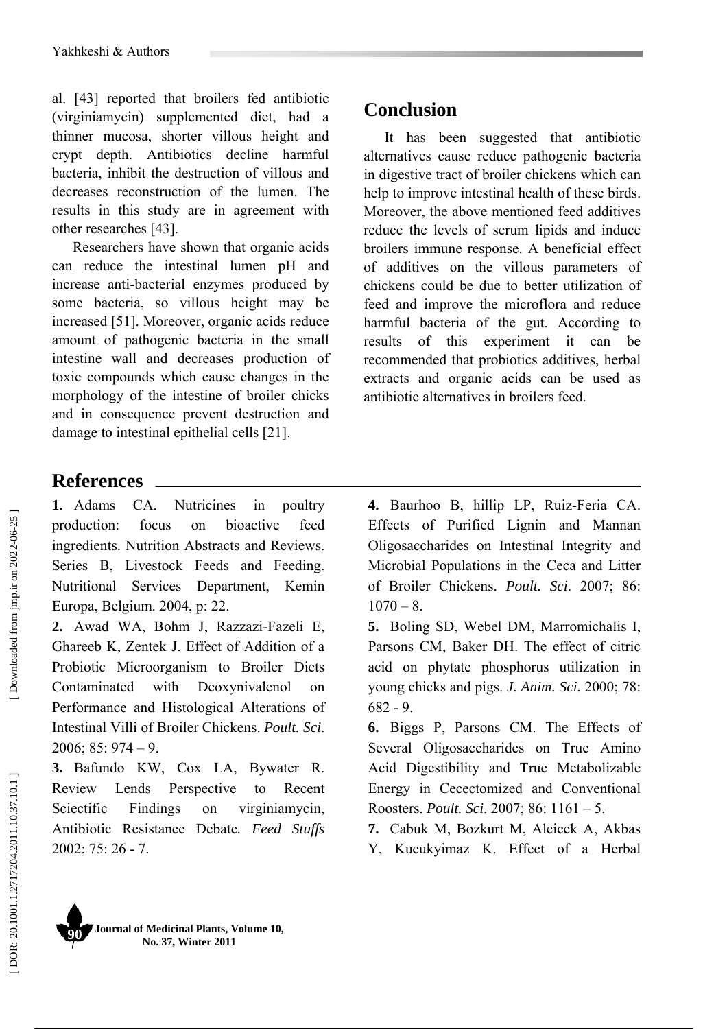al. [43] reported that broilers fed antibiotic (virginiamycin) supplemented diet, had a thinner mucosa, shorter villous height and crypt depth. Antibiotics decline harmful bacteria, inhibit the destruction of villous and decreases reconstruction of the lumen. The results in this study are in agreement with other researches [43].

Researchers have shown that organic acids can reduce the intestinal lumen pH and increase anti-bacterial enzymes produced by some bacteria, so villous height may be increased [51]. Moreover, organic acids reduce amount of pathogenic bacteria in the small intestine wall and decreases production of toxic compounds which cause changes in the morphology of the intestine of broiler chicks and in consequence prevent destruction and damage to intestinal epithelial cells [21].

## Conclusion

It has been suggested that antibiotic alternatives cause reduce pathogenic bacteria in digestive tract of broiler chickens which can help to improve intestinal health of these birds. Moreover, the above mentioned feed additives reduce the levels of serum lipids and induce broilers immune response. A beneficial effect of additives on the villous parameters of chickens could be due to better utilization of feed and improve the microflora and reduce harmful bacteria of the gut. According to results of this experiment it can be recommended that probiotics additives, herbal extracts and organic acids can be used as antibiotic alternatives in broilers feed.

## References

**1.** Adams CA. Nutricines in poultry production: focus on bioactive feed ingredients. Nutrition Abstracts and Reviews. Series B, Livestock Feeds and Feeding. Nutritional Services Department, Kemin Europa, Belgium. 2004, p: 22.

**2.** Awad WA, Bohm J, Razzazi-Fazeli E, Ghareeb K, Zentek J. Effect of Addition of a Probiotic Microorganism to Broiler Diets Contaminated with Deoxynivalenol on Performance and Histological Alterations of Intestinal Villi of Broiler Chickens. *Poult. Sci*. 2006; 85: 974 – 9.

**3.** Bafundo KW, Cox LA, Bywater R. Review Lends Perspective to Recent Sciectific Findings on virginiamycin, Antibiotic Resistance Debate*. Feed Stuffs* 2002; 75: 26 - 7.

**4.** Baurhoo B, hillip LP, Ruiz-Feria CA. Effects of Purified Lignin and Mannan Oligosaccharides on Intestinal Integrity and Microbial Populations in the Ceca and Litter of Broiler Chickens. *Poult. Sci*. 2007; 86: 1070 – 8.

**5.** Boling SD, Webel DM, Marromichalis I, Parsons CM, Baker DH. The effect of citric acid on phytate phosphorus utilization in young chicks and pigs. *J. Anim. Sci.* 2000; 78: 682 - 9.

**6.** Biggs P, Parsons CM. The Effects of Several Oligosaccharides on True Amino Acid Digestibility and True Metabolizable Energy in Cecectomized and Conventional Roosters. *Poult. Sci*. 2007; 86: 1161 – 5.

**7.** Cabuk M, Bozkurt M, Alcicek A, Akbas Y, Kucukyimaz K. Effect of a Herbal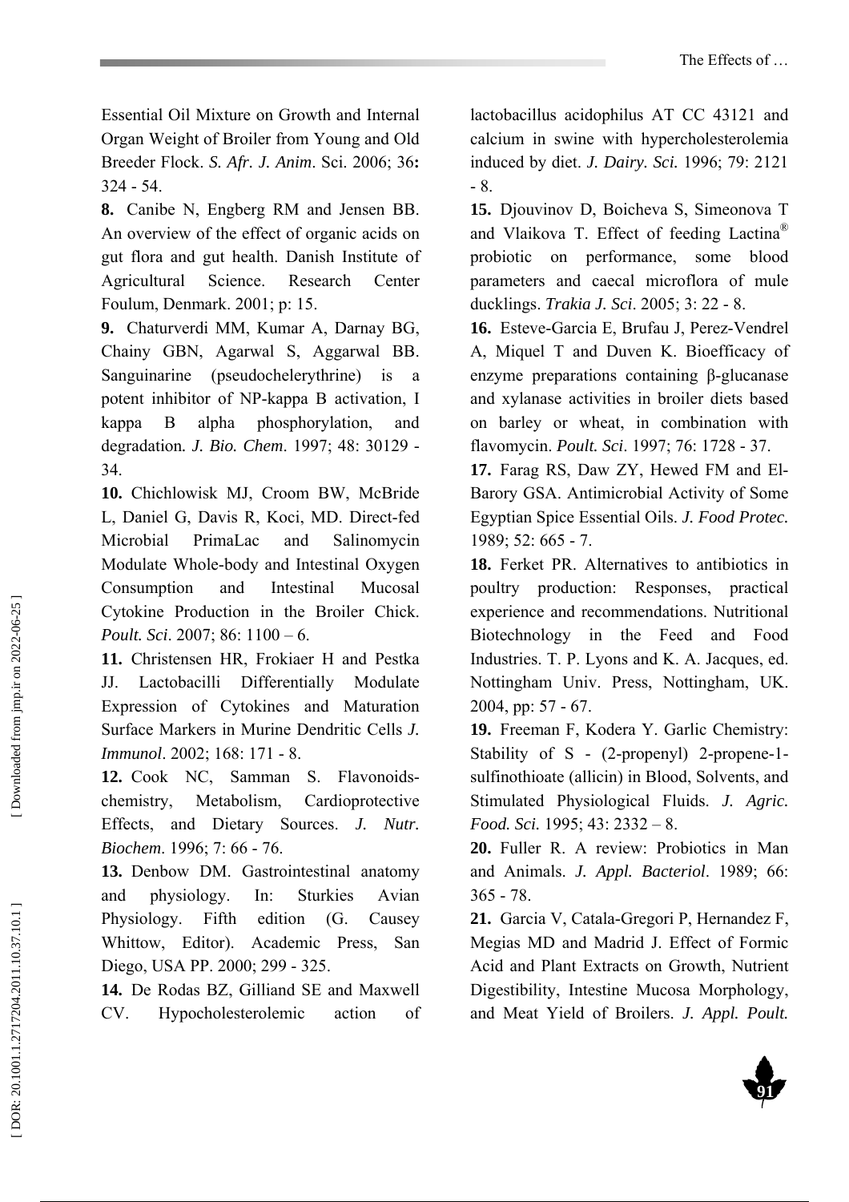Essential Oil Mixture on Growth and Internal Organ Weight of Broiler from Young and Old Breeder Flock. *S. Afr. J. Anim*. Sci. 2006; 36**:** 324 - 54.

**8.** Canibe N, Engberg RM and Jensen BB. An overview of the effect of organic acids on gut flora and gut health. Danish Institute of Agricultural Science. Research Center Foulum, Denmark. 2001; p: 15.

**9.** Chaturverdi MM, Kumar A, Darnay BG, Chainy GBN, Agarwal S, Aggarwal BB. Sanguinarine (pseudochelerythrine) is a potent inhibitor of NP-kappa B activation, I kappa B alpha phosphorylation, and degradation*. J. Bio. Chem*. 1997; 48: 30129 - 34.

**10.** Chichlowisk MJ, Croom BW, McBride L, Daniel G, Davis R, Koci, MD. Direct-fed Microbial PrimaLac and Salinomycin Modulate Whole-body and Intestinal Oxygen Consumption and Intestinal Mucosal Cytokine Production in the Broiler Chick. *Poult. Sci*. 2007; 86: 1100 – 6.

**11.** Christensen HR, Frokiaer H and Pestka JJ. Lactobacilli Differentially Modulate Expression of Cytokines and Maturation Surface Markers in Murine Dendritic Cells *J. Immunol*. 2002; 168: 171 - 8.

**12.** Cook NC, Samman S. Flavonoids-chemistry, Metabolism, Cardioprotective Effects, and Dietary Sources. *J. Nutr. Biochem*. 1996; 7: 66 - 76.

**13.** Denbow DM. Gastrointestinal anatomy and physiology. In: Sturkies Avian Physiology. Fifth edition (G. Causey Whittow, Editor). Academic Press, San Diego, USA PP. 2000; 299 - 325.

**14.** De Rodas BZ, Gilliand SE and Maxwell CV. Hypocholesterolemic action of lactobacillus acidophilus AT CC 43121 and calcium in swine with hypercholesterolemia induced by diet. *J. Dairy. Sci.* 1996; 79: 2121 - 8.

**15.** Djouvinov D, Boicheva S, Simeonova T and Vlaikova T. Effect of feeding Lactina® probiotic on performance, some blood parameters and caecal microflora of mule ducklings. *Trakia J. Sci*. 2005; 3: 22 - 8.

**16.** Esteve-Garcia E, Brufau J, Perez-Vendrel A, Miquel T and Duven K. Bioefficacy of enzyme preparations containing β-glucanase and xylanase activities in broiler diets based on barley or wheat, in combination with flavomycin. *Poult. Sci*. 1997; 76: 1728 - 37.

**17.** Farag RS, Daw ZY, Hewed FM and El-Barory GSA. Antimicrobial Activity of Some Egyptian Spice Essential Oils. *J. Food Protec.* 1989; 52: 665 - 7.

**18.** Ferket PR. Alternatives to antibiotics in poultry production: Responses, practical experience and recommendations. Nutritional Biotechnology in the Feed and Food Industries. T. P. Lyons and K. A. Jacques, ed. Nottingham Univ. Press, Nottingham, UK. 2004, pp: 57 - 67.

**19.** Freeman F, Kodera Y. Garlic Chemistry: Stability of S - (2-propenyl) 2-propene-1-sulfinothioate (allicin) in Blood, Solvents, and Stimulated Physiological Fluids. *J. Agric. Food. Sci.* 1995; 43: 2332 – 8.

**20.** Fuller R. A review: Probiotics in Man and Animals. *J. Appl. Bacteriol*. 1989; 66: 365 - 78.

**21.** Garcia V, Catala-Gregori P, Hernandez F, Megias MD and Madrid J. Effect of Formic Acid and Plant Extracts on Growth, Nutrient Digestibility, Intestine Mucosa Morphology, and Meat Yield of Broilers. *J. Appl. Poult.*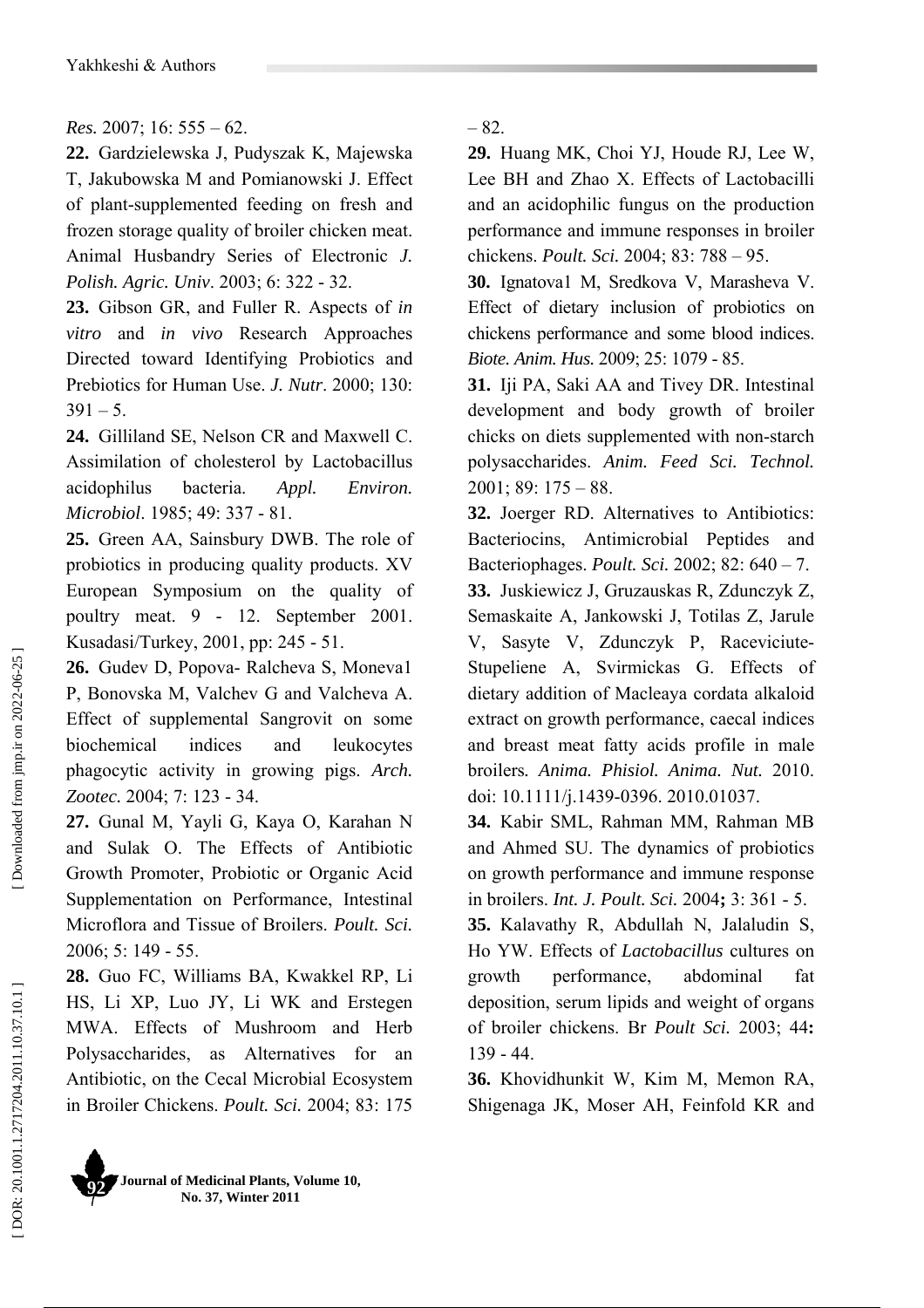*Res.* 2007; 16: 555 – 62.

**22.** Gardzielewska J, Pudyszak K, Majewska T, Jakubowska M and Pomianowski J. Effect of plant-supplemented feeding on fresh and frozen storage quality of broiler chicken meat. Animal Husbandry Series of Electronic *J. Polish. Agric. Univ*. 2003; 6: 322 - 32.

**23.** Gibson GR, and Fuller R. Aspects of *in vitro* and *in vivo* Research Approaches Directed toward Identifying Probiotics and Prebiotics for Human Use. *J. Nutr*. 2000; 130: 391 – 5.

**24.** Gilliland SE, Nelson CR and Maxwell C. Assimilation of cholesterol by Lactobacillus acidophilus bacteria. *Appl. Environ. Microbiol*. 1985; 49: 337 - 81.

**25.** Green AA, Sainsbury DWB. The role of probiotics in producing quality products. XV European Symposium on the quality of poultry meat. 9 - 12. September 2001. Kusadasi/Turkey, 2001, pp: 245 - 51.

**26.** Gudev D, Popova- Ralcheva S, Moneva1 P, Bonovska M, Valchev G and Valcheva A. Effect of supplemental Sangrovit on some biochemical indices and leukocytes phagocytic activity in growing pigs. *Arch. Zootec.* 2004; 7: 123 - 34.

**27.** Gunal M, Yayli G, Kaya O, Karahan N and Sulak O. The Effects of Antibiotic Growth Promoter, Probiotic or Organic Acid Supplementation on Performance, Intestinal Microflora and Tissue of Broilers. *Poult. Sci.* 2006; 5: 149 - 55.

**28.** Guo FC, Williams BA, Kwakkel RP, Li HS, Li XP, Luo JY, Li WK and Erstegen MWA. Effects of Mushroom and Herb Polysaccharides, as Alternatives for an Antibiotic, on the Cecal Microbial Ecosystem in Broiler Chickens. *Poult. Sci.* 2004; 83: 175 – 82.

**29.** Huang MK, Choi YJ, Houde RJ, Lee W, Lee BH and Zhao X. Effects of Lactobacilli and an acidophilic fungus on the production performance and immune responses in broiler chickens. *Poult. Sci.* 2004; 83: 788 – 95.

**30.** Ignatova1 M, Sredkova V, Marasheva V. Effect of dietary inclusion of probiotics on chickens performance and some blood indices. *Biote. Anim. Hus.* 2009; 25: 1079 - 85.

**31.** Iji PA, Saki AA and Tivey DR. Intestinal development and body growth of broiler chicks on diets supplemented with non-starch polysaccharides. *Anim. Feed Sci. Technol.* 2001; 89: 175 – 88.

**32.** Joerger RD. Alternatives to Antibiotics: Bacteriocins, Antimicrobial Peptides and Bacteriophages. *Poult. Sci.* 2002; 82: 640 – 7.

**33.** Juskiewicz J, Gruzauskas R, Zdunczyk Z, Semaskaite A, Jankowski J, Totilas Z, Jarule V, Sasyte V, Zdunczyk P, Raceviciute-Stupeliene A, Svirmickas G. Effects of dietary addition of Macleaya cordata alkaloid extract on growth performance, caecal indices and breast meat fatty acids profile in male broilers*. Anima. Phisiol. Anima. Nut.* 2010. doi: 10.1111/j.1439-0396. 2010.01037.

**34.** Kabir SML, Rahman MM, Rahman MB and Ahmed SU. The dynamics of probiotics on growth performance and immune response in broilers. *Int. J. Poult. Sci.* 2004**;** 3: 361 - 5.

**35.** Kalavathy R, Abdullah N, Jalaludin S, Ho YW. Effects of *Lactobacillus* cultures on growth performance, abdominal fat deposition, serum lipids and weight of organs of broiler chickens. Br *Poult Sci.* 2003; 44**:** 139 - 44.

**36.** Khovidhunkit W, Kim M, Memon RA, Shigenaga JK, Moser AH, Feinfold KR and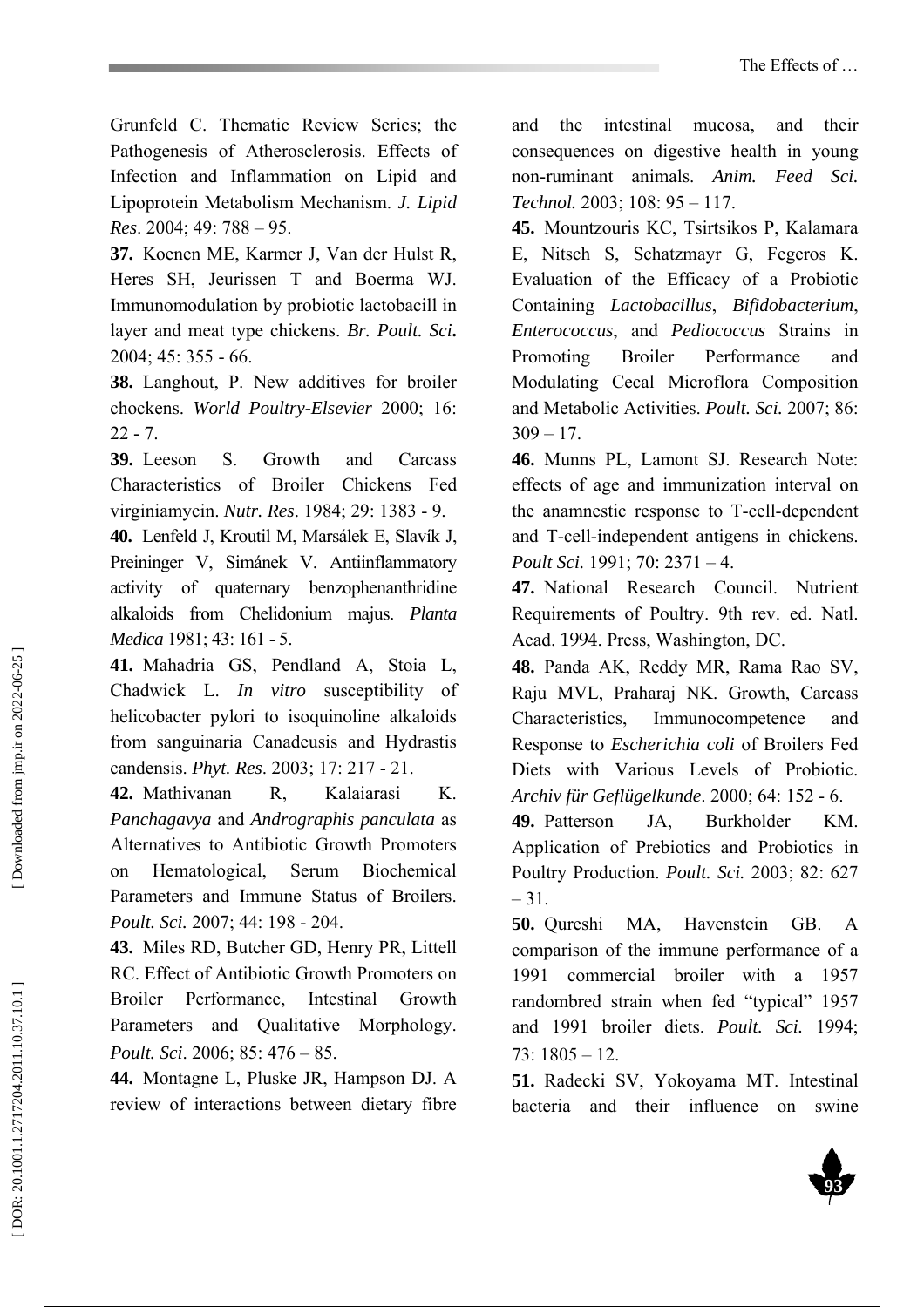Grunfeld C. Thematic Review Series; the Pathogenesis of Atherosclerosis. Effects of Infection and Inflammation on Lipid and Lipoprotein Metabolism Mechanism. *J. Lipid Res*. 2004; 49: 788 – 95.

**37.** Koenen ME, Karmer J, Van der Hulst R, Heres SH, Jeurissen T and Boerma WJ. Immunomodulation by probiotic lactobacill in layer and meat type chickens. *Br. Poult. Sci***.** 2004; 45: 355 - 66.

**38.** Langhout, P. New additives for broiler chockens. *World Poultry-Elsevier* 2000; 16: 22 - 7.

**39.** Leeson S. Growth and Carcass Characteristics of Broiler Chickens Fed virginiamycin. *Nutr. Res*. 1984; 29: 1383 - 9.

**40.** Lenfeld J, Kroutil M, Marsálek E, Slavík J, Preininger V, Simánek V. Antiinflammatory activity of quaternary benzophenanthridine alkaloids from Chelidonium majus. *Planta Medica* 1981; 43: 161 - 5.

**41.** Mahadria GS, Pendland A, Stoia L, Chadwick L. *In vitro* susceptibility of helicobacter pylori to isoquinoline alkaloids from sanguinaria Canadeusis and Hydrastis candensis. *Phyt. Res*. 2003; 17: 217 - 21.

**42.** Mathivanan R, Kalaiarasi K. *Panchagavya* and *Andrographis panculata* as Alternatives to Antibiotic Growth Promoters on Hematological, Serum Biochemical Parameters and Immune Status of Broilers. *Poult. Sci.* 2007; 44: 198 - 204.

**43.** Miles RD, Butcher GD, Henry PR, Littell RC. Effect of Antibiotic Growth Promoters on Broiler Performance, Intestinal Growth Parameters and Qualitative Morphology. *Poult. Sci*. 2006; 85: 476 – 85.

**44.** Montagne L, Pluske JR, Hampson DJ. A review of interactions between dietary fibre and the intestinal mucosa, and their consequences on digestive health in young non-ruminant animals. *Anim. Feed Sci. Technol.* 2003; 108: 95 – 117.

**45.** Mountzouris KC, Tsirtsikos P, Kalamara E, Nitsch S, Schatzmayr G, Fegeros K. Evaluation of the Efficacy of a Probiotic Containing *Lactobacillus*, *Bifidobacterium*, *Enterococcus*, and *Pediococcus* Strains in Promoting Broiler Performance and Modulating Cecal Microflora Composition and Metabolic Activities. *Poult. Sci.* 2007; 86: 309 – 17.

**46.** Munns PL, Lamont SJ. Research Note: effects of age and immunization interval on the anamnestic response to T-cell-dependent and T-cell-independent antigens in chickens. *Poult Sci.* 1991; 70: 2371 – 4.

**47.** National Research Council. Nutrient Requirements of Poultry. 9th rev. ed. Natl. Acad. 1994. Press, Washington, DC.

**48.** Panda AK, Reddy MR, Rama Rao SV, Raju MVL, Praharaj NK. Growth, Carcass Characteristics, Immunocompetence and Response to *Escherichia coli* of Broilers Fed Diets with Various Levels of Probiotic. *Archiv für Geflügelkunde*. 2000; 64: 152 - 6.

**49.** Patterson JA, Burkholder KM. Application of Prebiotics and Probiotics in Poultry Production. *Poult. Sci.* 2003; 82: 627 – 31.

**50.** Qureshi MA, Havenstein GB. A comparison of the immune performance of a 1991 commercial broiler with a 1957 randombred strain when fed "typical" 1957 and 1991 broiler diets. *Poult. Sci.* 1994; 73: 1805 – 12.

**51.** Radecki SV, Yokoyama MT. Intestinal bacteria and their influence on swine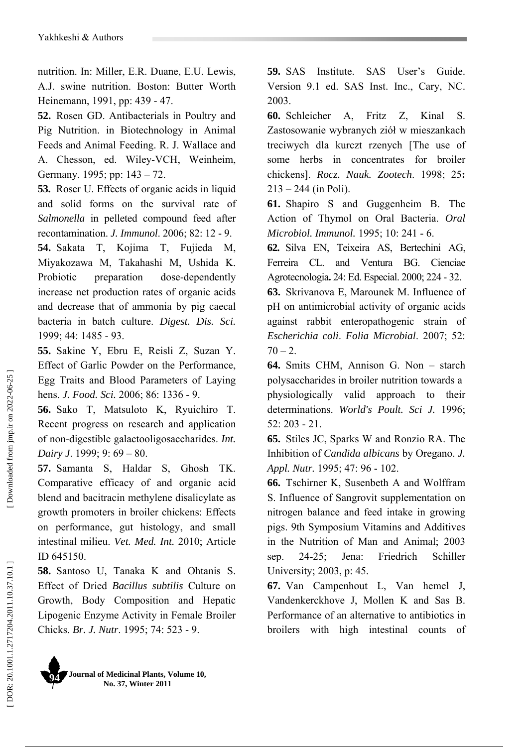nutrition. In: Miller, E.R. Duane, E.U. Lewis, A.J. swine nutrition. Boston: Butter Worth Heinemann, 1991, pp: 439 - 47.

**52.** Rosen GD. Antibacterials in Poultry and Pig Nutrition. in Biotechnology in Animal Feeds and Animal Feeding. R. J. Wallace and A. Chesson, ed. Wiley-VCH, Weinheim, Germany. 1995; pp: 143 – 72.

**53.** Roser U. Effects of organic acids in liquid and solid forms on the survival rate of *Salmonella* in pelleted compound feed after recontamination. *J. Immunol*. 2006; 82: 12 - 9.

**54.** Sakata T, Kojima T, Fujieda M, Miyakozawa M, Takahashi M, Ushida K. Probiotic preparation dose-dependently increase net production rates of organic acids and decrease that of ammonia by pig caecal bacteria in batch culture. *Digest. Dis. Sci.* 1999; 44: 1485 - 93.

**55.** Sakine Y, Ebru E, Reisli Z, Suzan Y. Effect of Garlic Powder on the Performance, Egg Traits and Blood Parameters of Laying hens. *J. Food. Sci.* 2006; 86: 1336 - 9.

**56.** Sako T, Matsuloto K, Ryuichiro T. Recent progress on research and application of non-digestible galactooligosaccharides. *Int. Dairy J*. 1999; 9: 69 – 80.

**57.** Samanta S, Haldar S, Ghosh TK. Comparative efficacy of and organic acid blend and bacitracin methylene disalicylate as growth promoters in broiler chickens: Effects on performance, gut histology, and small intestinal milieu. *Vet. Med. Int.* 2010; Article ID 645150.

**58.** Santoso U, Tanaka K and Ohtanis S. Effect of Dried *Bacillus subtilis* Culture on Growth, Body Composition and Hepatic Lipogenic Enzyme Activity in Female Broiler Chicks. *Br. J. Nutr*. 1995; 74: 523 - 9.

**59.** SAS Institute. SAS User's Guide. Version 9.1 ed. SAS Inst. Inc., Cary, NC. 2003.

**60.** Schleicher A, Fritz Z, Kinal S. Zastosowanie wybranych ziół w mieszankach treciwych dla kurczt rzenych [The use of some herbs in concentrates for broiler chickens]. *Rocz. Nauk. Zootech*. 1998; 25**:** 213 – 244 (in Poli).

**61.** Shapiro S and Guggenheim B. The Action of Thymol on Oral Bacteria. *Oral Microbiol. Immunol.* 1995; 10: 241 - 6.

**62.** Silva EN, Teixeira AS, Bertechini AG, Ferreira CL. and Ventura BG. Cienciae Agrotecnologia**.** 24: Ed. Especial. 2000; 224 - 32.

**63.** Skrivanova E, Marounek M. Influence of pH on antimicrobial activity of organic acids against rabbit enteropathogenic strain of *Escherichia coli*. *Folia Microbial*. 2007; 52: 70 – 2.

**64.** Smits CHM, Annison G. Non – starch polysaccharides in broiler nutrition towards a physiologically valid approach to their determinations. *World's Poult. Sci J.* 1996; 52: 203 - 21.

**65.** Stiles JC, Sparks W and Ronzio RA. The Inhibition of *Candida albicans* by Oregano. *J. Appl. Nutr.* 1995; 47: 96 - 102.

**66.** Tschirner K, Susenbeth A and Wolffram S. Influence of Sangrovit supplementation on nitrogen balance and feed intake in growing pigs. 9th Symposium Vitamins and Additives in the Nutrition of Man and Animal; 2003 sep. 24-25; Jena: Friedrich Schiller University; 2003, p: 45.

**67.** Van Campenhout L, Van hemel J, Vandenkerckhove J, Mollen K and Sas B. Performance of an alternative to antibiotics in broilers with high intestinal counts of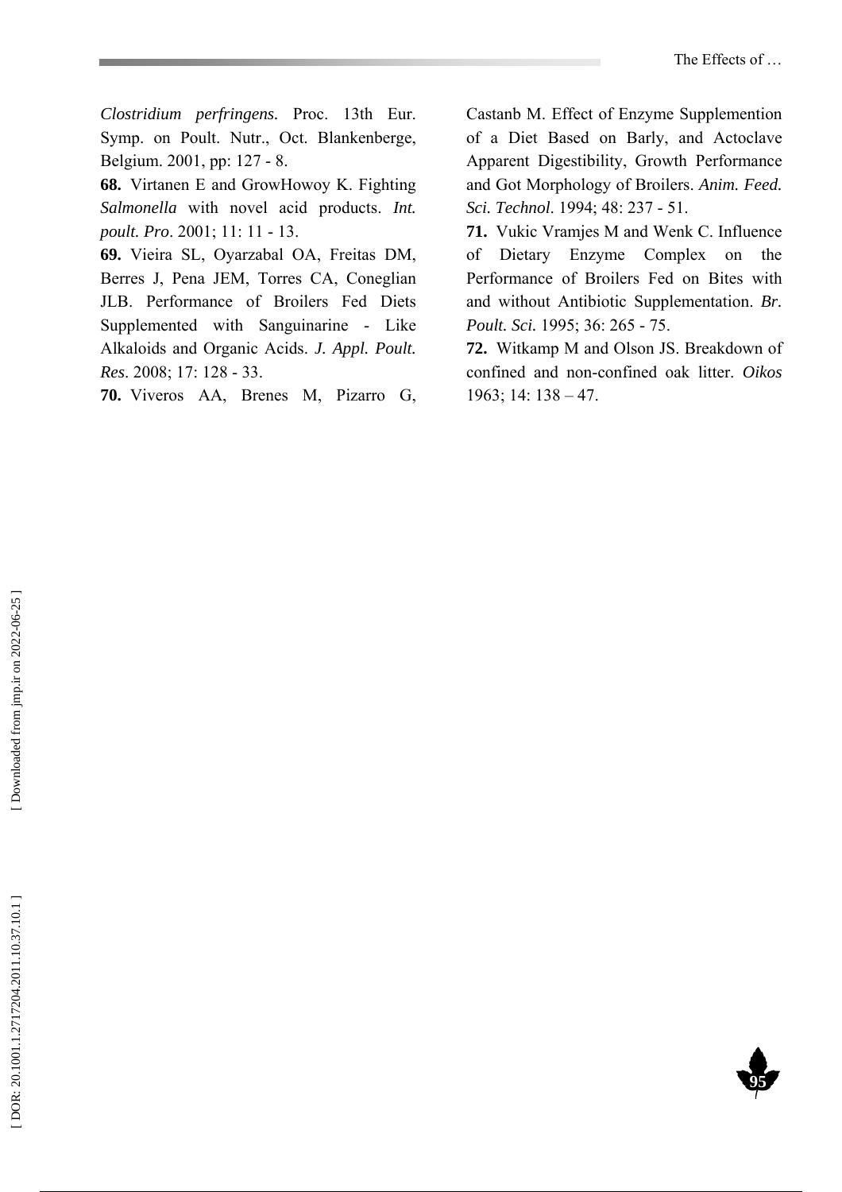*Clostridium perfringens.* Proc. 13th Eur. Symp. on Poult. Nutr., Oct. Blankenberge, Belgium. 2001, pp: 127 - 8.

**68.** Virtanen E and GrowHowoy K. Fighting *Salmonella* with novel acid products. *Int. poult. Pro*. 2001; 11: 11 - 13.

**69.** Vieira SL, Oyarzabal OA, Freitas DM, Berres J, Pena JEM, Torres CA, Coneglian JLB. Performance of Broilers Fed Diets Supplemented with Sanguinarine - Like Alkaloids and Organic Acids. *J. Appl. Poult. Res*. 2008; 17: 128 - 33.

**70.** Viveros AA, Brenes M, Pizarro G, Castanb M. Effect of Enzyme Supplemention of a Diet Based on Barly, and Actoclave Apparent Digestibility, Growth Performance and Got Morphology of Broilers. *Anim. Feed. Sci. Technol*. 1994; 48: 237 - 51.

**71.** Vukic Vramjes M and Wenk C. Influence of Dietary Enzyme Complex on the Performance of Broilers Fed on Bites with and without Antibiotic Supplementation. *Br. Poult. Sci.* 1995; 36: 265 - 75.

**72.** Witkamp M and Olson JS. Breakdown of confined and non-confined oak litter. *Oikos* 1963; 14: 138 – 47.